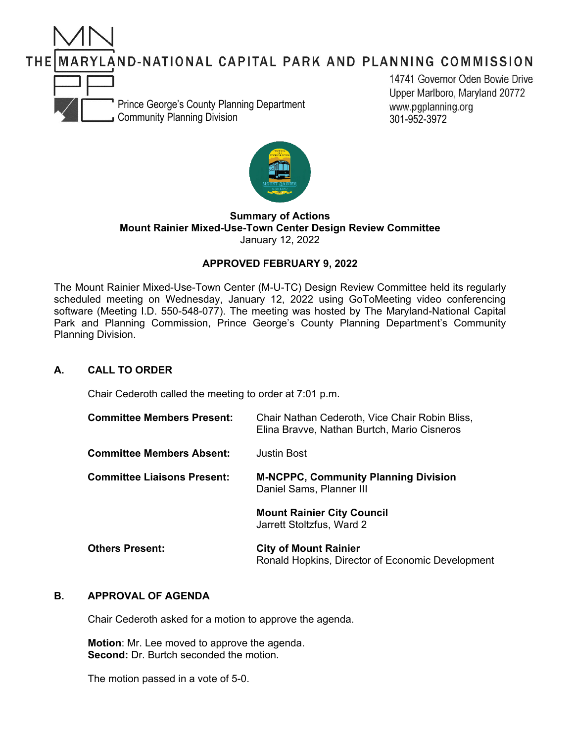THE MARYLAND-NATIONAL CAPITAL PARK AND PLANNING COMMISSION

Prince George's County Planning Department
Community Planning Division

14741 Governor Oden Bowie Drive
Upper Marlboro, Maryland 20772
www.pgplanning.org
301-952-3972

**Summary of Actions**
**Mount Rainier Mixed-Use-Town Center Design Review Committee**
January 12, 2022

**APPROVED FEBRUARY 9, 2022**

The Mount Rainier Mixed-Use-Town Center (M-U-TC) Design Review Committee held its regularly scheduled meeting on Wednesday, January 12, 2022 using GoToMeeting video conferencing software (Meeting I.D. 550-548-077). The meeting was hosted by The Maryland-National Capital Park and Planning Commission, Prince George's County Planning Department's Community Planning Division.

## A. CALL TO ORDER

Chair Cederoth called the meeting to order at 7:01 p.m.

**Committee Members Present:** Chair Nathan Cederoth, Vice Chair Robin Bliss, Elina Bravve, Nathan Burtch, Mario Cisneros

**Committee Members Absent:** Justin Bost

**Committee Liaisons Present:**
**M-NCPPC, Community Planning Division**
Daniel Sams, Planner III

**Mount Rainier City Council**
Jarrett Stoltzfus, Ward 2

**Others Present:**
**City of Mount Rainier**
Ronald Hopkins, Director of Economic Development

## B. APPROVAL OF AGENDA

Chair Cederoth asked for a motion to approve the agenda.

**Motion**: Mr. Lee moved to approve the agenda.
**Second:** Dr. Burtch seconded the motion.

The motion passed in a vote of 5-0.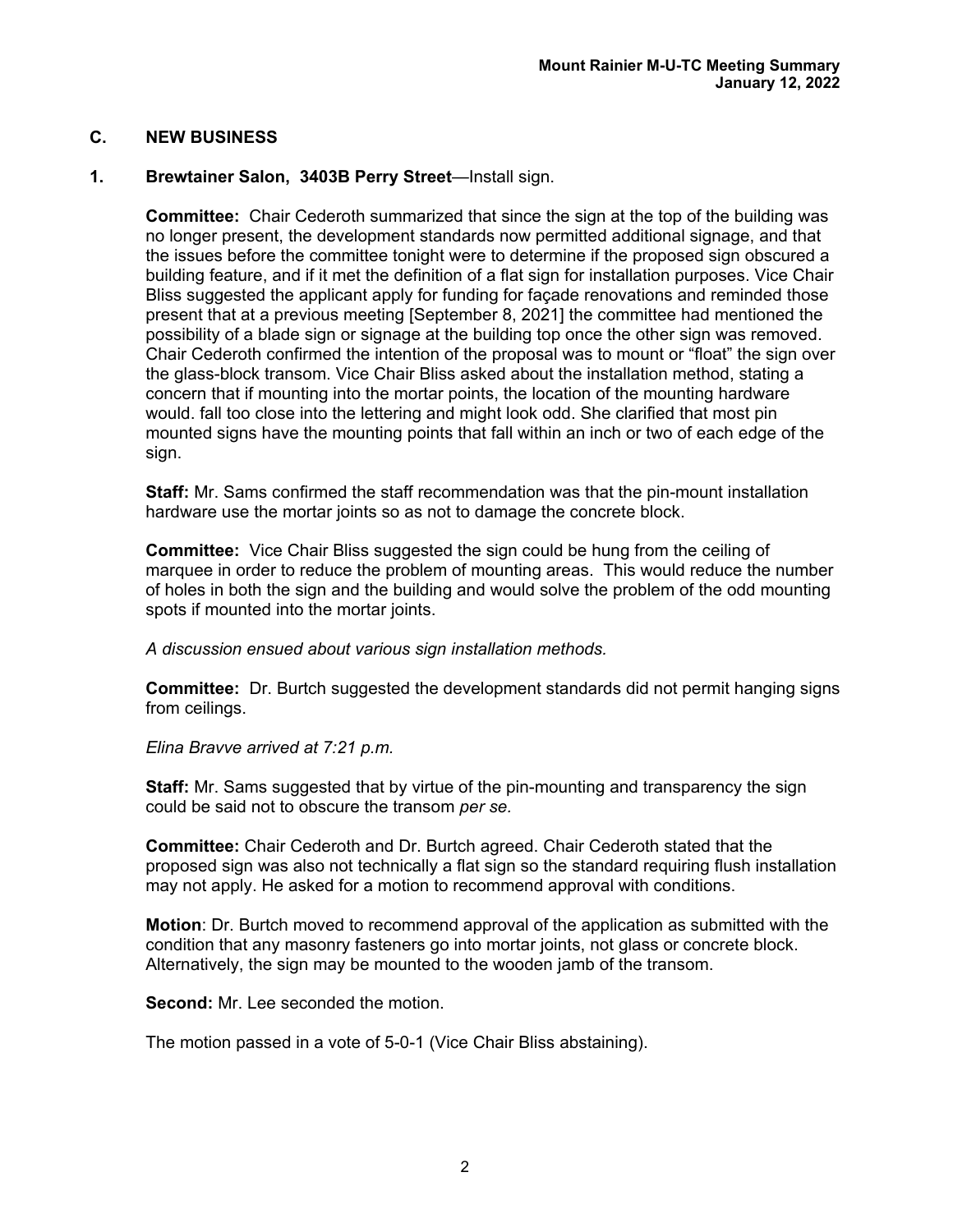## C. NEW BUSINESS

### 1. Brewtainer Salon, 3403B Perry Street—Install sign.

**Committee:** Chair Cederoth summarized that since the sign at the top of the building was no longer present, the development standards now permitted additional signage, and that the issues before the committee tonight were to determine if the proposed sign obscured a building feature, and if it met the definition of a flat sign for installation purposes. Vice Chair Bliss suggested the applicant apply for funding for façade renovations and reminded those present that at a previous meeting [September 8, 2021] the committee had mentioned the possibility of a blade sign or signage at the building top once the other sign was removed. Chair Cederoth confirmed the intention of the proposal was to mount or "float" the sign over the glass-block transom. Vice Chair Bliss asked about the installation method, stating a concern that if mounting into the mortar points, the location of the mounting hardware would. fall too close into the lettering and might look odd. She clarified that most pin mounted signs have the mounting points that fall within an inch or two of each edge of the sign.

**Staff:** Mr. Sams confirmed the staff recommendation was that the pin-mount installation hardware use the mortar joints so as not to damage the concrete block.

**Committee:** Vice Chair Bliss suggested the sign could be hung from the ceiling of marquee in order to reduce the problem of mounting areas. This would reduce the number of holes in both the sign and the building and would solve the problem of the odd mounting spots if mounted into the mortar joints.

*A discussion ensued about various sign installation methods.*

**Committee:** Dr. Burtch suggested the development standards did not permit hanging signs from ceilings.

*Elina Bravve arrived at 7:21 p.m.*

**Staff:** Mr. Sams suggested that by virtue of the pin-mounting and transparency the sign could be said not to obscure the transom *per se.*

**Committee:** Chair Cederoth and Dr. Burtch agreed. Chair Cederoth stated that the proposed sign was also not technically a flat sign so the standard requiring flush installation may not apply. He asked for a motion to recommend approval with conditions.

**Motion**: Dr. Burtch moved to recommend approval of the application as submitted with the condition that any masonry fasteners go into mortar joints, not glass or concrete block. Alternatively, the sign may be mounted to the wooden jamb of the transom.

**Second:** Mr. Lee seconded the motion.

The motion passed in a vote of 5-0-1 (Vice Chair Bliss abstaining).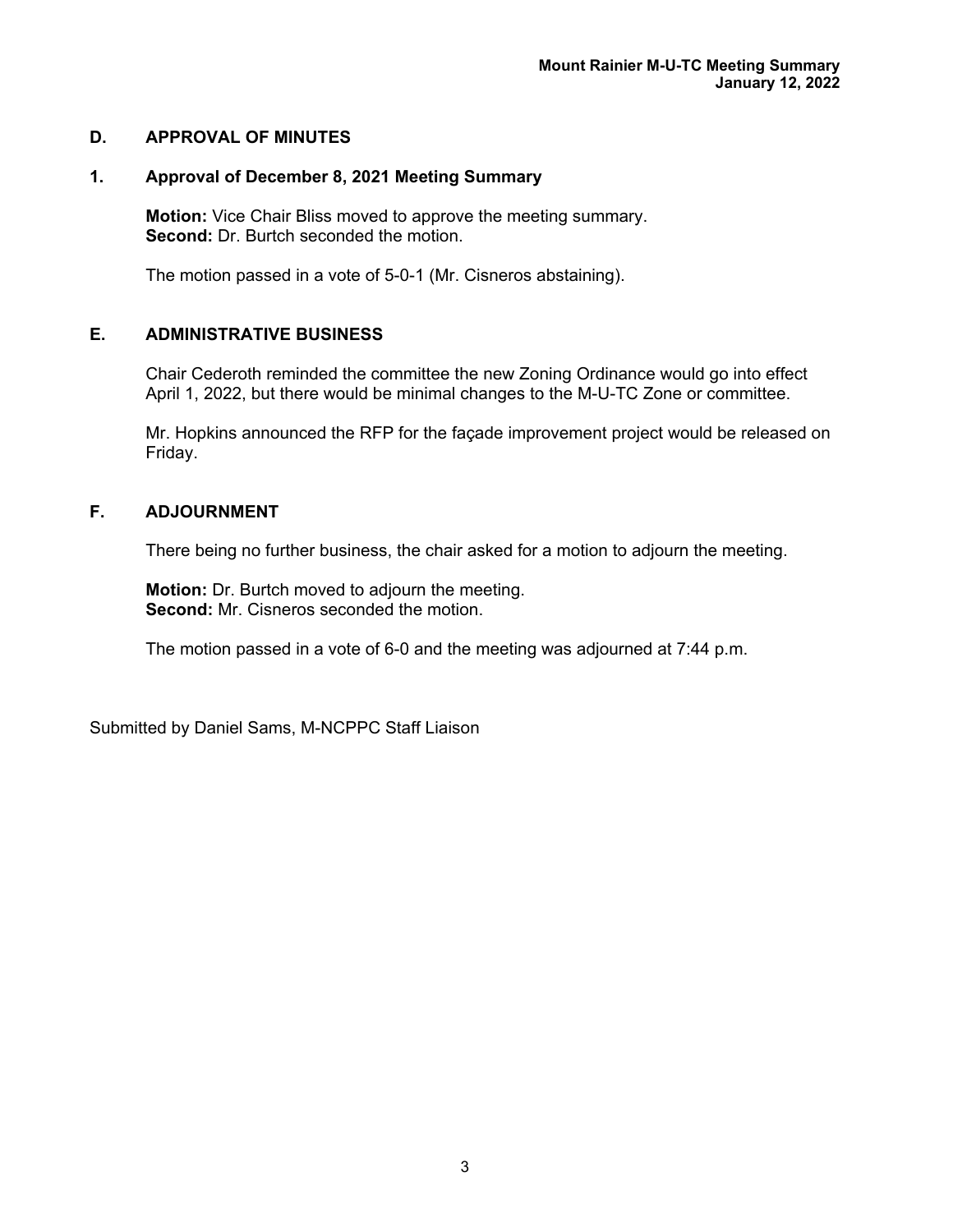## D. APPROVAL OF MINUTES

### 1. Approval of December 8, 2021 Meeting Summary

**Motion:** Vice Chair Bliss moved to approve the meeting summary.
**Second:** Dr. Burtch seconded the motion.

The motion passed in a vote of 5-0-1 (Mr. Cisneros abstaining).

## E. ADMINISTRATIVE BUSINESS

Chair Cederoth reminded the committee the new Zoning Ordinance would go into effect April 1, 2022, but there would be minimal changes to the M-U-TC Zone or committee.

Mr. Hopkins announced the RFP for the façade improvement project would be released on Friday.

## F. ADJOURNMENT

There being no further business, the chair asked for a motion to adjourn the meeting.

**Motion:** Dr. Burtch moved to adjourn the meeting.
**Second:** Mr. Cisneros seconded the motion.

The motion passed in a vote of 6-0 and the meeting was adjourned at 7:44 p.m.

Submitted by Daniel Sams, M-NCPPC Staff Liaison